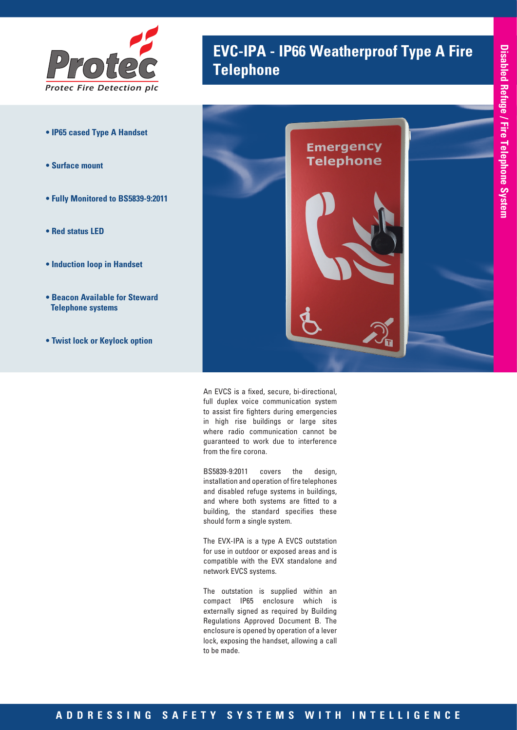Protec Fire Detection plc

# EVC-IPA - IP66 Weatherproof Type A Fire Telephone

Disabled Refuge / Fire Telephone System

- **IP65 cased Type A Handset**
- **Surface mount**
- **Fully Monitored to BS5839-9:2011**
- **Red status LED**
- **Induction loop in Handset**
- **Beacon Available for Steward Telephone systems**
- **Twist lock or Keylock option**

An EVCS is a fixed, secure, bi-directional, full duplex voice communication system to assist fire fighters during emergencies in high rise buildings or large sites where radio communication cannot be guaranteed to work due to interference from the fire corona.

BS5839-9:2011 covers the design, installation and operation of fire telephones and disabled refuge systems in buildings, and where both systems are fitted to a building, the standard specifies these should form a single system.

The EVX-IPA is a type A EVCS outstation for use in outdoor or exposed areas and is compatible with the EVX standalone and network EVCS systems.

The outstation is supplied within an compact IP65 enclosure which is externally signed as required by Building Regulations Approved Document B. The enclosure is opened by operation of a lever lock, exposing the handset, allowing a call to be made.

ADDRESSING SAFETY SYSTEMS WITH INTELLIGENCE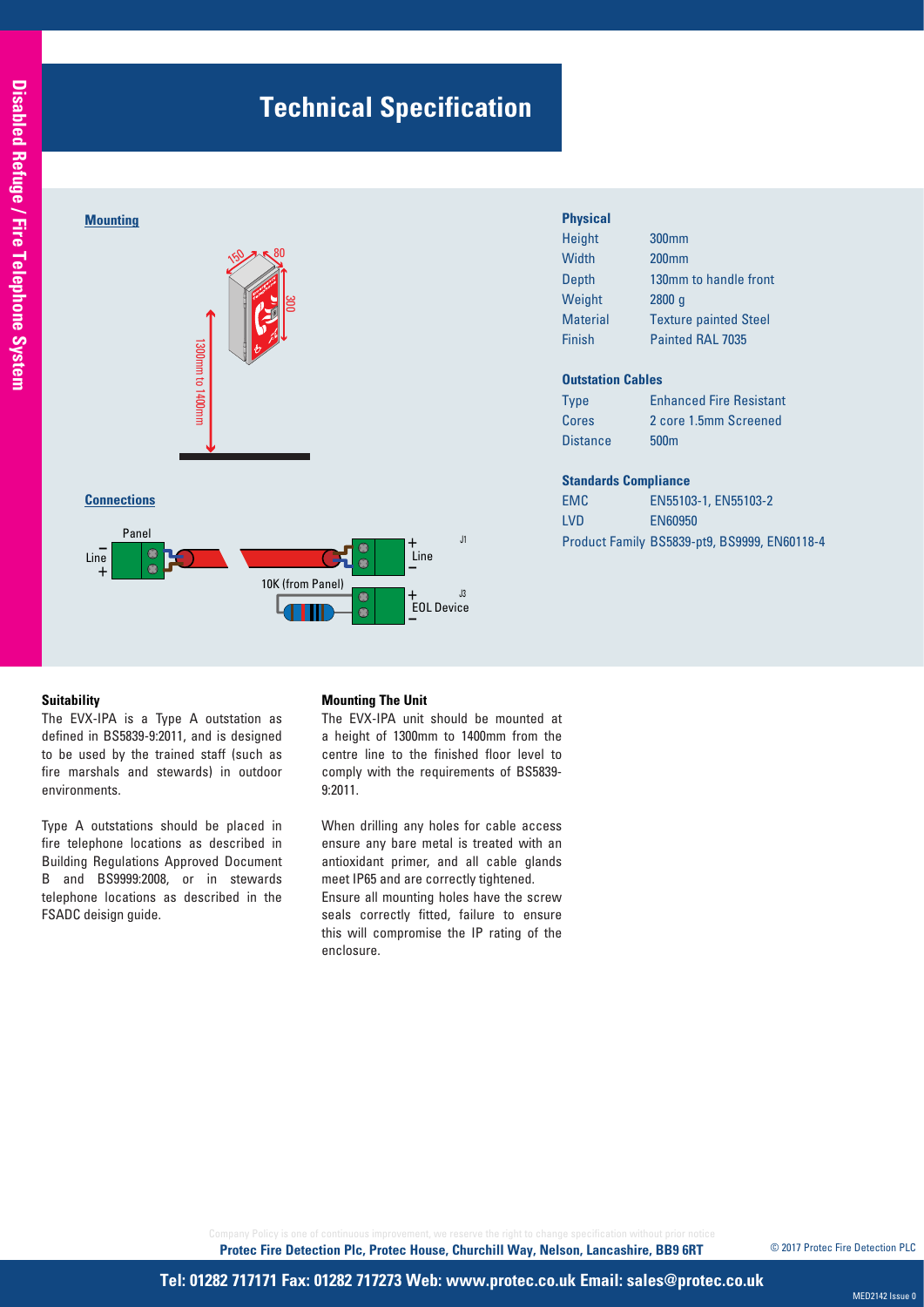# Technical Specification

### Mounting

150
80
300
1300mm to 1400mm

### Connections

Panel
–
Line
+

+
Line
–
J1

10K (from Panel)

+
EOL Device
–
J3

### Physical

| | |
|---|---|
| Height | 300mm |
| Width | 200mm |
| Depth | 130mm to handle front |
| Weight | 2800 g |
| Material | Texture painted Steel |
| Finish | Painted RAL 7035 |

### Outstation Cables

| | |
|---|---|
| Type | Enhanced Fire Resistant |
| Cores | 2 core 1.5mm Screened |
| Distance | 500m |

### Standards Compliance

| | |
|---|---|
| EMC | EN55103-1, EN55103-2 |
| LVD | EN60950 |
| Product Family | BS5839-pt9, BS9999, EN60118-4 |

**Suitability**

The EVX-IPA is a Type A outstation as defined in BS5839-9:2011, and is designed to be used by the trained staff (such as fire marshals and stewards) in outdoor environments.

Type A outstations should be placed in fire telephone locations as described in Building Regulations Approved Document B and BS9999:2008, or in stewards telephone locations as described in the FSADC deisign guide.

**Mounting The Unit**

The EVX-IPA unit should be mounted at a height of 1300mm to 1400mm from the centre line to the finished floor level to comply with the requirements of BS5839-9:2011.

When drilling any holes for cable access ensure any bare metal is treated with an antioxidant primer, and all cable glands meet IP65 and are correctly tightened.
Ensure all mounting holes have the screw seals correctly fitted, failure to ensure this will compromise the IP rating of the enclosure.

Company Policy is one of continuous improvement, we reserve the right to change specification without prior notice

**Protec Fire Detection Plc, Protec House, Churchill Way, Nelson, Lancashire, BB9 6RT**

© 2017 Protec Fire Detection PLC

**Tel: 01282 717171 Fax: 01282 717273 Web: www.protec.co.uk Email: sales@protec.co.uk**

MED2142 Issue 0